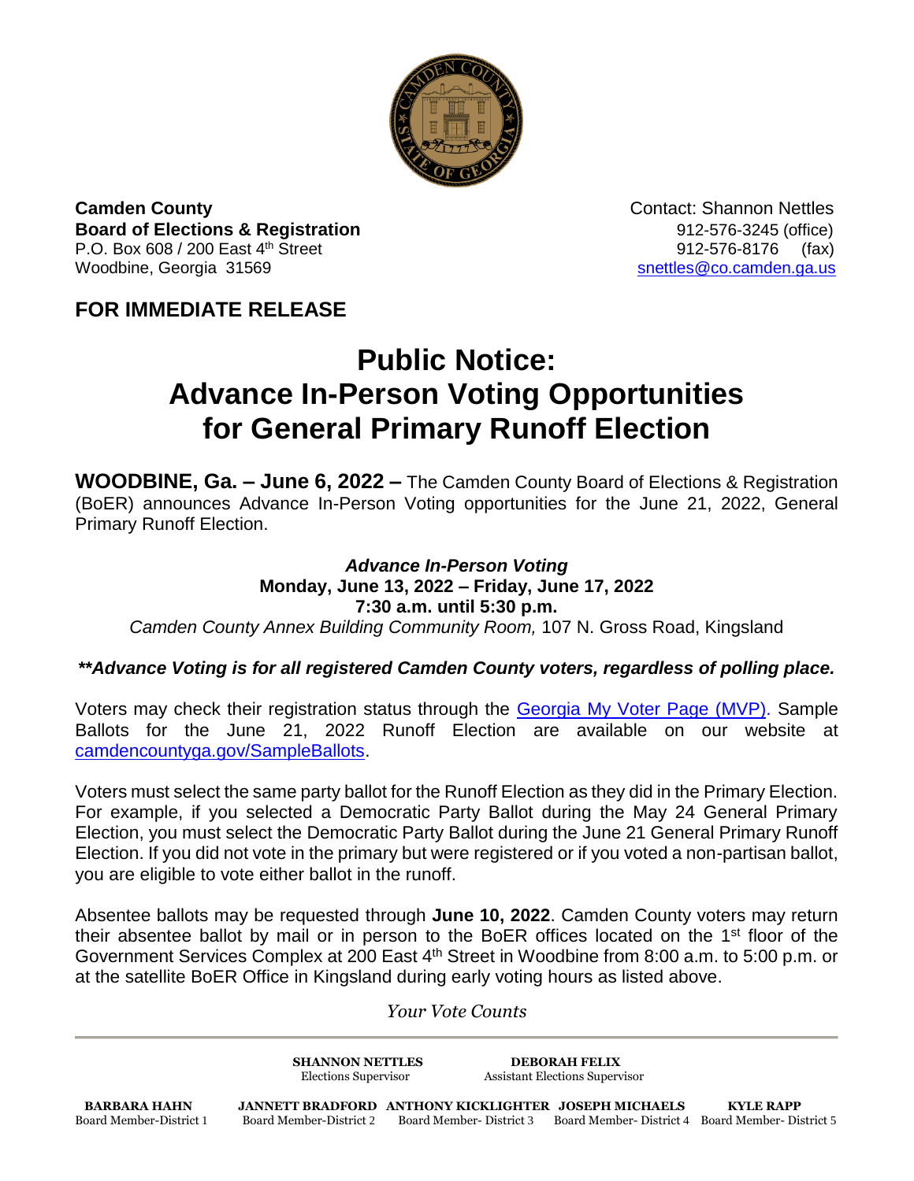**Camden County**
**Board of Elections & Registration**
P.O. Box 608 / 200 East 4th Street
Woodbine, Georgia 31569

Contact: Shannon Nettles
912-576-3245 (office)
912-576-8176 (fax)
snettles@co.camden.ga.us

**FOR IMMEDIATE RELEASE**

# Public Notice: Advance In-Person Voting Opportunities for General Primary Runoff Election

**WOODBINE, Ga. – June 6, 2022 –** The Camden County Board of Elections & Registration (BoER) announces Advance In-Person Voting opportunities for the June 21, 2022, General Primary Runoff Election.

***Advance In-Person Voting***
**Monday, June 13, 2022 – Friday, June 17, 2022**
**7:30 a.m. until 5:30 p.m.**
*Camden County Annex Building Community Room,* 107 N. Gross Road, Kingsland

***\*\*Advance Voting is for all registered Camden County voters, regardless of polling place.***

Voters may check their registration status through the Georgia My Voter Page (MVP). Sample Ballots for the June 21, 2022 Runoff Election are available on our website at camdencountyga.gov/SampleBallots.

Voters must select the same party ballot for the Runoff Election as they did in the Primary Election. For example, if you selected a Democratic Party Ballot during the May 24 General Primary Election, you must select the Democratic Party Ballot during the June 21 General Primary Runoff Election. If you did not vote in the primary but were registered or if you voted a non-partisan ballot, you are eligible to vote either ballot in the runoff.

Absentee ballots may be requested through **June 10, 2022**. Camden County voters may return their absentee ballot by mail or in person to the BoER offices located on the 1st floor of the Government Services Complex at 200 East 4th Street in Woodbine from 8:00 a.m. to 5:00 p.m. or at the satellite BoER Office in Kingsland during early voting hours as listed above.

*Your Vote Counts*

---

**SHANNON NETTLES** — Elections Supervisor
**DEBORAH FELIX** — Assistant Elections Supervisor

**BARBARA HAHN** — Board Member-District 1
**JANNETT BRADFORD** — Board Member-District 2
**ANTHONY KICKLIGHTER** — Board Member- District 3
**JOSEPH MICHAELS** — Board Member- District 4
**KYLE RAPP** — Board Member- District 5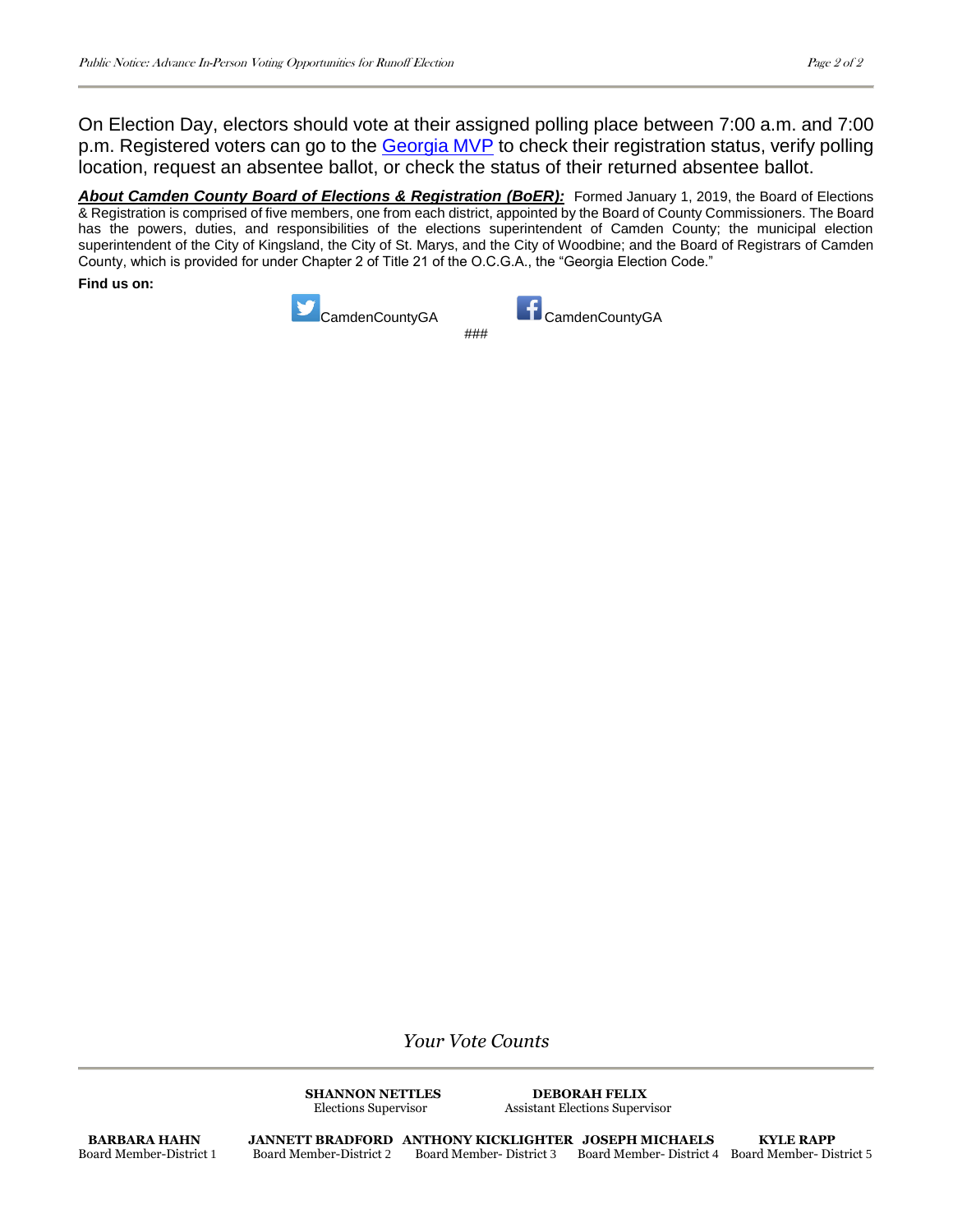On Election Day, electors should vote at their assigned polling place between 7:00 a.m. and 7:00 p.m. Registered voters can go to the [Georgia MVP]() to check their registration status, verify polling location, request an absentee ballot, or check the status of their returned absentee ballot.

***About Camden County Board of Elections & Registration (BoER):*** Formed January 1, 2019, the Board of Elections & Registration is comprised of five members, one from each district, appointed by the Board of County Commissioners. The Board has the powers, duties, and responsibilities of the elections superintendent of Camden County; the municipal election superintendent of the City of Kingsland, the City of St. Marys, and the City of Woodbine; and the Board of Registrars of Camden County, which is provided for under Chapter 2 of Title 21 of the O.C.G.A., the "Georgia Election Code."

**Find us on:**

CamdenCountyGA CamdenCountyGA

###

*Your Vote Counts*

**SHANNON NETTLES**
Elections Supervisor

**DEBORAH FELIX**
Assistant Elections Supervisor

**BARBARA HAHN**
Board Member-District 1

**JANNETT BRADFORD**
Board Member-District 2

**ANTHONY KICKLIGHTER**
Board Member- District 3

**JOSEPH MICHAELS**
Board Member- District 4

**KYLE RAPP**
Board Member- District 5